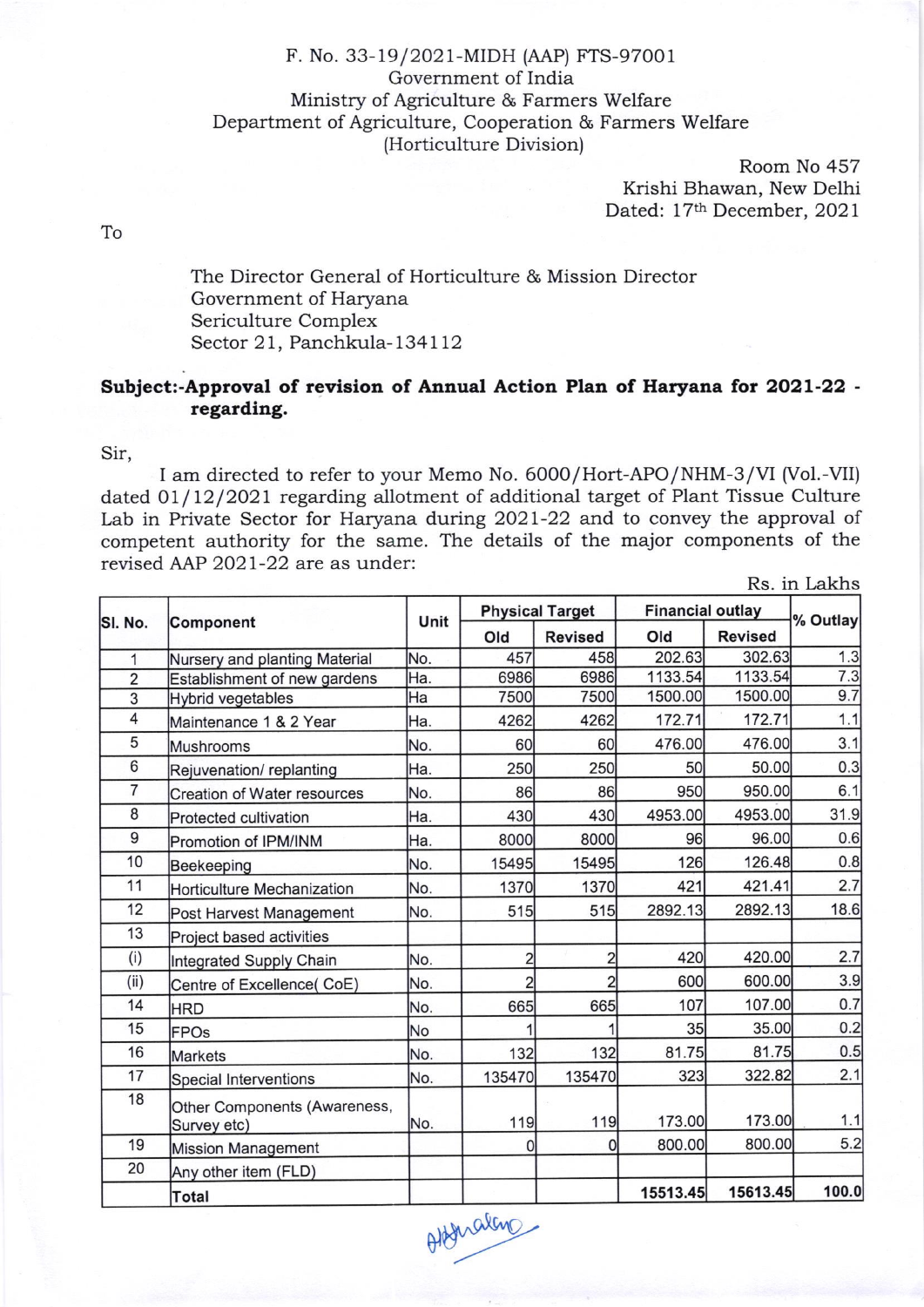F. No. 33-19/2021-MIDH (AAP) FTS-97001
Government of India
Ministry of Agriculture & Farmers Welfare
Department of Agriculture, Cooperation & Farmers Welfare
(Horticulture Division)

Room No 457
Krishi Bhawan, New Delhi
Dated: 17th December, 2021

To

The Director General of Horticulture & Mission Director
Government of Haryana
Sericulture Complex
Sector 21, Panchkula-134112

**Subject:-Approval of revision of Annual Action Plan of Haryana for 2021-22 - regarding.**

Sir,

I am directed to refer to your Memo No. 6000/Hort-APO/NHM-3/VI (Vol.-VII) dated 01/12/2021 regarding allotment of additional target of Plant Tissue Culture Lab in Private Sector for Haryana during 2021-22 and to convey the approval of competent authority for the same. The details of the major components of the revised AAP 2021-22 are as under:

Rs. in Lakhs

| Sl. No. | Component | Unit | Physical Target | | Financial outlay | | % Outlay |
|---|---|---|---|---|---|---|---|
| | | | Old | Revised | Old | Revised | |
| 1 | Nursery and planting Material | No. | 457 | 458 | 202.63 | 302.63 | 1.3 |
| 2 | Establishment of new gardens | Ha. | 6986 | 6986 | 1133.54 | 1133.54 | 7.3 |
| 3 | Hybrid vegetables | Ha | 7500 | 7500 | 1500.00 | 1500.00 | 9.7 |
| 4 | Maintenance 1 & 2 Year | Ha. | 4262 | 4262 | 172.71 | 172.71 | 1.1 |
| 5 | Mushrooms | No. | 60 | 60 | 476.00 | 476.00 | 3.1 |
| 6 | Rejuvenation/ replanting | Ha. | 250 | 250 | 50 | 50.00 | 0.3 |
| 7 | Creation of Water resources | No. | 86 | 86 | 950 | 950.00 | 6.1 |
| 8 | Protected cultivation | Ha. | 430 | 430 | 4953.00 | 4953.00 | 31.9 |
| 9 | Promotion of IPM/INM | Ha. | 8000 | 8000 | 96 | 96.00 | 0.6 |
| 10 | Beekeeping | No. | 15495 | 15495 | 126 | 126.48 | 0.8 |
| 11 | Horticulture Mechanization | No. | 1370 | 1370 | 421 | 421.41 | 2.7 |
| 12 | Post Harvest Management | No. | 515 | 515 | 2892.13 | 2892.13 | 18.6 |
| 13 | Project based activities | | | | | | |
| (i) | Integrated Supply Chain | No. | 2 | 2 | 420 | 420.00 | 2.7 |
| (ii) | Centre of Excellence( CoE) | No. | 2 | 2 | 600 | 600.00 | 3.9 |
| 14 | HRD | No. | 665 | 665 | 107 | 107.00 | 0.7 |
| 15 | FPOs | No | 1 | 1 | 35 | 35.00 | 0.2 |
| 16 | Markets | No. | 132 | 132 | 81.75 | 81.75 | 0.5 |
| 17 | Special Interventions | No. | 135470 | 135470 | 323 | 322.82 | 2.1 |
| 18 | Other Components (Awareness, Survey etc) | No. | 119 | 119 | 173.00 | 173.00 | 1.1 |
| 19 | Mission Management | | 0 | 0 | 800.00 | 800.00 | 5.2 |
| 20 | Any other item (FLD) | | | | | | |
| | **Total** | | | | **15513.45** | **15613.45** | **100.0** |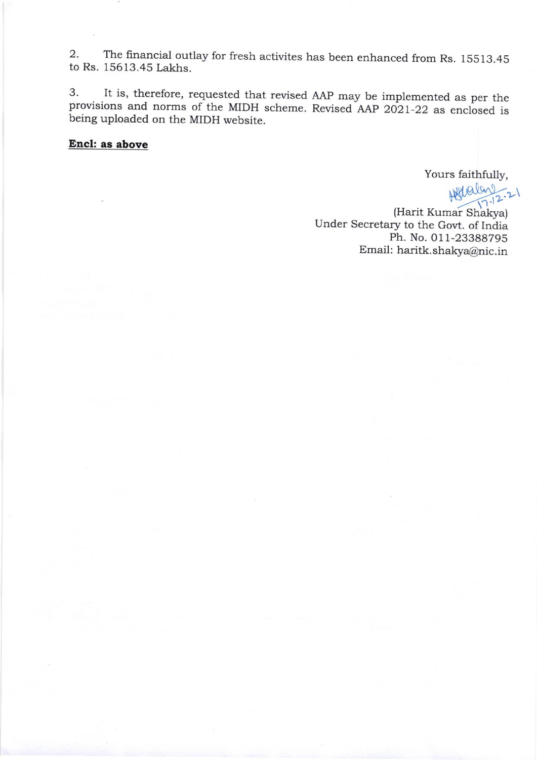2. The financial outlay for fresh activites has been enhanced from Rs. 15513.45 to Rs. 15613.45 Lakhs.

3. It is, therefore, requested that revised AAP may be implemented as per the provisions and norms of the MIDH scheme. Revised AAP 2021-22 as enclosed is being uploaded on the MIDH website.

**Encl: as above**

Yours faithfully,

17.12.21

(Harit Kumar Shakya)
Under Secretary to the Govt. of India
Ph. No. 011-23388795
Email: haritk.shakya@nic.in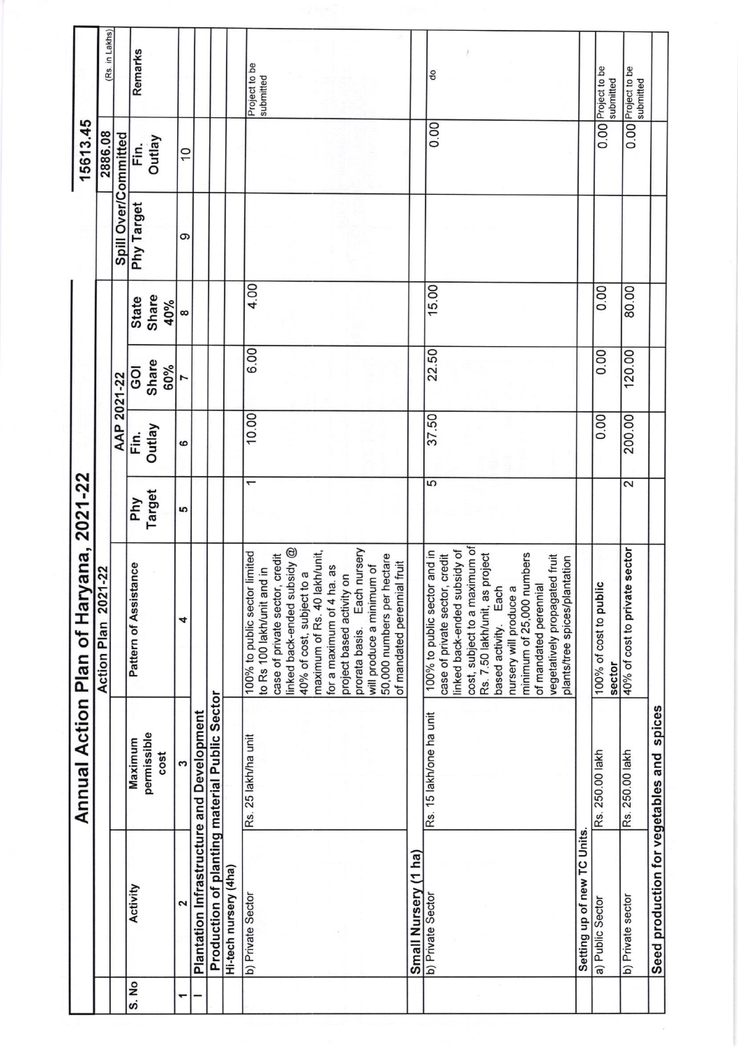# Annual Action Plan of Haryana, 2021-22

| | | | | | | | | | | |
|---|---|---|---|---|---|---|---|---|---|---|
| | | | | | | | | | 15613.45 | |
| | | | | | | | | | 2886.08 | (Rs. in Lakhs) |
| | | | Action Plan 2021-22 | | AAP 2021-22 | | | Spill Over/Committed | | |
| S. No | Activity | Maximum permissible cost | Pattern of Assistance | Phy Target | Fin. Outlay | GOI Share 60% | State Share 40% | Phy Target | Fin. Outlay | Remarks |
| 1 | 2 | 3 | 4 | 5 | 6 | 7 | 8 | 9 | 10 | |
| I | **Plantation Infrastructure and Development** | | | | | | | | | |
| | **Production of planting material Public Sector** | | | | | | | | | |
| | Hi-tech nursery (4ha) | | | | | | | | | |
| | b) Private Sector | Rs. 25 lakh/ha unit | 100% to public sector limited to Rs 100 lakh/unit and in case of private sector, credit linked back-ended subsidy @ 40% of cost, subject to a maximum of Rs. 40 lakh/unit, for a maximum of 4 ha. as project based activity on prorata basis. Each nursery will produce a minimum of 50,000 numbers per hectare of mandated perennial fruit | 1 | 10.00 | 6.00 | 4.00 | | | Project to be submitted |
| | **Small Nursery (1 ha)** | | | | | | | | | |
| | b) Private Sector | Rs. 15 lakh/one ha unit | 100% to public sector and in case of private sector, credit linked back-ended subsidy of cost, subject to a maximum of Rs. 7.50 lakh/unit, as project based activity. Each nursery will produce a minimum of 25,000 numbers of mandated perennial vegetatively propagated fruit plants/tree spices/plantation | 5 | 37.50 | 22.50 | 15.00 | | 0.00 | do |
| | Setting up of new TC Units. | | | | | | | | | |
| | a) Public Sector | Rs. 250.00 lakh | 100% of cost to **public sector** | | 0.00 | 0.00 | 0.00 | | 0.00 | Project to be submitted |
| | b) Private sector | Rs. 250.00 lakh | 40% of cost to **private sector** | 2 | 200.00 | 120.00 | 80.00 | | 0.00 | Project to be submitted |
| | **Seed production for vegetables and spices** | | | | | | | | | |